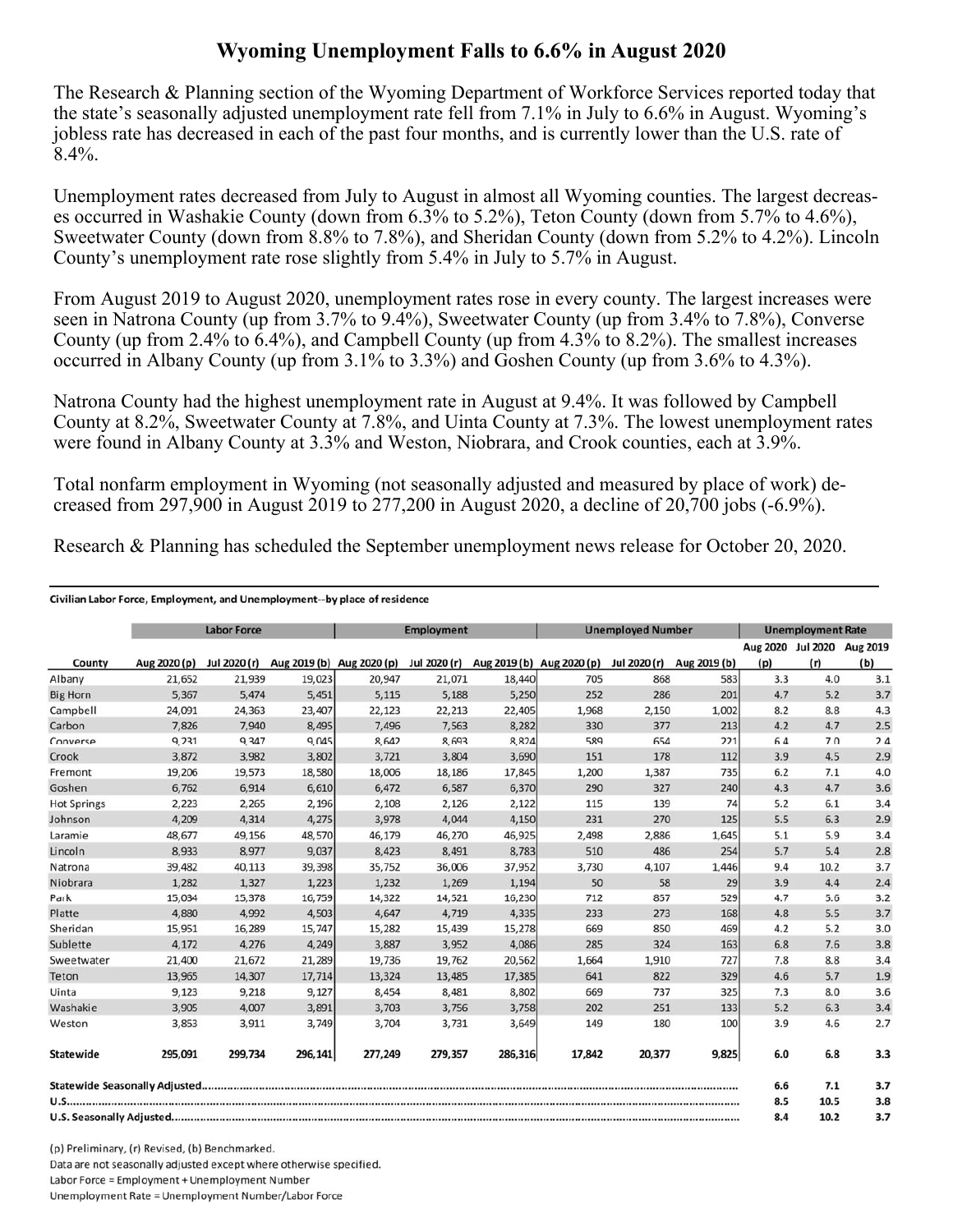# Wyoming Unemployment Falls to 6.6% in August 2020

The Research & Planning section of the Wyoming Department of Workforce Services reported today that the state's seasonally adjusted unemployment rate fell from 7.1% in July to 6.6% in August. Wyoming's jobless rate has decreased in each of the past four months, and is currently lower than the U.S. rate of 8.4%.

Unemployment rates decreased from July to August in almost all Wyoming counties. The largest decreases occurred in Washakie County (down from 6.3% to 5.2%), Teton County (down from 5.7% to 4.6%), Sweetwater County (down from 8.8% to 7.8%), and Sheridan County (down from 5.2% to 4.2%). Lincoln County's unemployment rate rose slightly from 5.4% in July to 5.7% in August.

From August 2019 to August 2020, unemployment rates rose in every county. The largest increases were seen in Natrona County (up from 3.7% to 9.4%), Sweetwater County (up from 3.4% to 7.8%), Converse County (up from 2.4% to 6.4%), and Campbell County (up from 4.3% to 8.2%). The smallest increases occurred in Albany County (up from 3.1% to 3.3%) and Goshen County (up from 3.6% to 4.3%).

Natrona County had the highest unemployment rate in August at 9.4%. It was followed by Campbell County at 8.2%, Sweetwater County at 7.8%, and Uinta County at 7.3%. The lowest unemployment rates were found in Albany County at 3.3% and Weston, Niobrara, and Crook counties, each at 3.9%.

Total nonfarm employment in Wyoming (not seasonally adjusted and measured by place of work) decreased from 297,900 in August 2019 to 277,200 in August 2020, a decline of 20,700 jobs (-6.9%).

Research & Planning has scheduled the September unemployment news release for October 20, 2020.

**Civilian Labor Force, Employment, and Unemployment--by place of residence**

| | Labor Force | | | Employment | | | Unemployed Number | | | Unemployment Rate | | |
|---|---|---|---|---|---|---|---|---|---|---|---|---|
| County | Aug 2020 (p) | Jul 2020 (r) | Aug 2019 (b) | Aug 2020 (p) | Jul 2020 (r) | Aug 2019 (b) | Aug 2020 (p) | Jul 2020 (r) | Aug 2019 (b) | Aug 2020 (p) | Jul 2020 (r) | Aug 2019 (b) |
| Albany | 21,652 | 21,939 | 19,023 | 20,947 | 21,071 | 18,440 | 705 | 868 | 583 | 3.3 | 4.0 | 3.1 |
| Big Horn | 5,367 | 5,474 | 5,451 | 5,115 | 5,188 | 5,250 | 252 | 286 | 201 | 4.7 | 5.2 | 3.7 |
| Campbell | 24,091 | 24,363 | 23,407 | 22,123 | 22,213 | 22,405 | 1,968 | 2,150 | 1,002 | 8.2 | 8.8 | 4.3 |
| Carbon | 7,826 | 7,940 | 8,495 | 7,496 | 7,563 | 8,282 | 330 | 377 | 213 | 4.2 | 4.7 | 2.5 |
| Converse | 9,231 | 9,347 | 9,045 | 8,642 | 8,693 | 8,824 | 589 | 654 | 221 | 6.4 | 7.0 | 2.4 |
| Crook | 3,872 | 3,982 | 3,802 | 3,721 | 3,804 | 3,690 | 151 | 178 | 112 | 3.9 | 4.5 | 2.9 |
| Fremont | 19,206 | 19,573 | 18,580 | 18,006 | 18,186 | 17,845 | 1,200 | 1,387 | 735 | 6.2 | 7.1 | 4.0 |
| Goshen | 6,762 | 6,914 | 6,610 | 6,472 | 6,587 | 6,370 | 290 | 327 | 240 | 4.3 | 4.7 | 3.6 |
| Hot Springs | 2,223 | 2,265 | 2,196 | 2,108 | 2,126 | 2,122 | 115 | 139 | 74 | 5.2 | 6.1 | 3.4 |
| Johnson | 4,209 | 4,314 | 4,275 | 3,978 | 4,044 | 4,150 | 231 | 270 | 125 | 5.5 | 6.3 | 2.9 |
| Laramie | 48,677 | 49,156 | 48,570 | 46,179 | 46,270 | 46,925 | 2,498 | 2,886 | 1,645 | 5.1 | 5.9 | 3.4 |
| Lincoln | 8,933 | 8,977 | 9,037 | 8,423 | 8,491 | 8,783 | 510 | 486 | 254 | 5.7 | 5.4 | 2.8 |
| Natrona | 39,482 | 40,113 | 39,398 | 35,752 | 36,006 | 37,952 | 3,730 | 4,107 | 1,446 | 9.4 | 10.2 | 3.7 |
| Niobrara | 1,282 | 1,327 | 1,223 | 1,232 | 1,269 | 1,194 | 50 | 58 | 29 | 3.9 | 4.4 | 2.4 |
| Park | 15,034 | 15,378 | 16,759 | 14,322 | 14,521 | 16,230 | 712 | 857 | 529 | 4.7 | 5.6 | 3.2 |
| Platte | 4,880 | 4,992 | 4,503 | 4,647 | 4,719 | 4,335 | 233 | 273 | 168 | 4.8 | 5.5 | 3.7 |
| Sheridan | 15,951 | 16,289 | 15,747 | 15,282 | 15,439 | 15,278 | 669 | 850 | 469 | 4.2 | 5.2 | 3.0 |
| Sublette | 4,172 | 4,276 | 4,249 | 3,887 | 3,952 | 4,086 | 285 | 324 | 163 | 6.8 | 7.6 | 3.8 |
| Sweetwater | 21,400 | 21,672 | 21,289 | 19,736 | 19,762 | 20,562 | 1,664 | 1,910 | 727 | 7.8 | 8.8 | 3.4 |
| Teton | 13,965 | 14,307 | 17,714 | 13,324 | 13,485 | 17,385 | 641 | 822 | 329 | 4.6 | 5.7 | 1.9 |
| Uinta | 9,123 | 9,218 | 9,127 | 8,454 | 8,481 | 8,802 | 669 | 737 | 325 | 7.3 | 8.0 | 3.6 |
| Washakie | 3,905 | 4,007 | 3,891 | 3,703 | 3,756 | 3,758 | 202 | 251 | 133 | 5.2 | 6.3 | 3.4 |
| Weston | 3,853 | 3,911 | 3,749 | 3,704 | 3,731 | 3,649 | 149 | 180 | 100 | 3.9 | 4.6 | 2.7 |
| **Statewide** | **295,091** | **299,734** | **296,141** | **277,249** | **279,357** | **286,316** | **17,842** | **20,377** | **9,825** | **6.0** | **6.8** | **3.3** |
| **Statewide Seasonally Adjusted** | | | | | | | | | | **6.6** | **7.1** | **3.7** |
| **U.S.** | | | | | | | | | | **8.5** | **10.5** | **3.8** |
| **U.S. Seasonally Adjusted** | | | | | | | | | | **8.4** | **10.2** | **3.7** |

(p) Preliminary, (r) Revised, (b) Benchmarked.
Data are not seasonally adjusted except where otherwise specified.
Labor Force = Employment + Unemployment Number
Unemployment Rate = Unemployment Number/Labor Force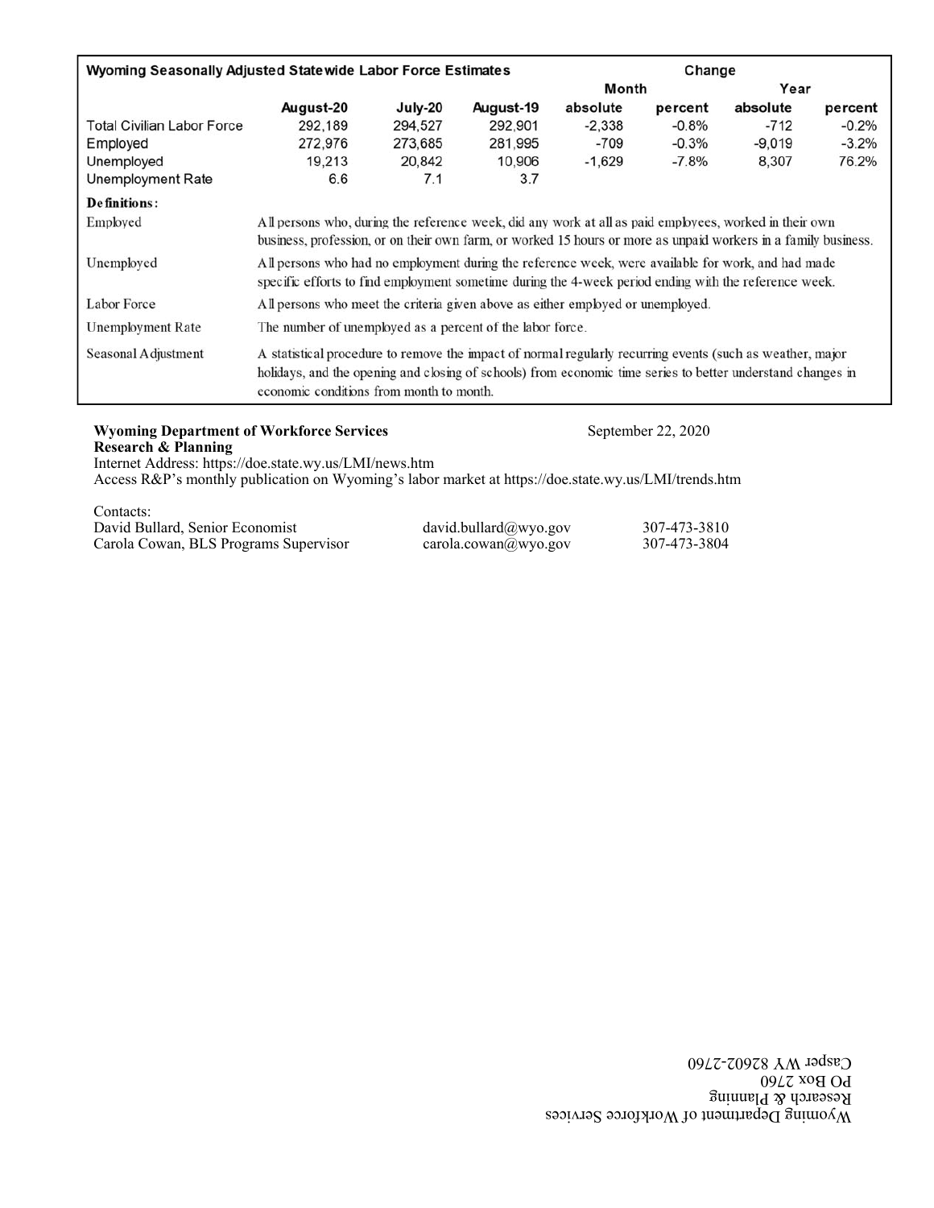| Wyoming Seasonally Adjusted Statewide Labor Force Estimates | | | | Change | | | |
|---|---|---|---|---|---|---|---|
| | | | | Month | | Year | |
| | August-20 | July-20 | August-19 | absolute | percent | absolute | percent |
| Total Civilian Labor Force | 292,189 | 294,527 | 292,901 | -2,338 | -0.8% | -712 | -0.2% |
| Employed | 272,976 | 273,685 | 281,995 | -709 | -0.3% | -9,019 | -3.2% |
| Unemployed | 19,213 | 20,842 | 10,906 | -1,629 | -7.8% | 8,307 | 76.2% |
| Unemployment Rate | 6.6 | 7.1 | 3.7 | | | | |

**Definitions:**

| | |
|---|---|
| Employed | All persons who, during the reference week, did any work at all as paid employees, worked in their own business, profession, or on their own farm, or worked 15 hours or more as unpaid workers in a family business. |
| Unemployed | All persons who had no employment during the reference week, were available for work, and had made specific efforts to find employment sometime during the 4-week period ending with the reference week. |
| Labor Force | All persons who meet the criteria given above as either employed or unemployed. |
| Unemployment Rate | The number of unemployed as a percent of the labor force. |
| Seasonal Adjustment | A statistical procedure to remove the impact of normal regularly recurring events (such as weather, major holidays, and the opening and closing of schools) from economic time series to better understand changes in economic conditions from month to month. |

**Wyoming Department of Workforce Services** September 22, 2020
**Research & Planning**
Internet Address: https://doe.state.wy.us/LMI/news.htm
Access R&P's monthly publication on Wyoming's labor market at https://doe.state.wy.us/LMI/trends.htm

Contacts:

| | | |
|---|---|---|
| David Bullard, Senior Economist | david.bullard@wyo.gov | 307-473-3810 |
| Carola Cowan, BLS Programs Supervisor | carola.cowan@wyo.gov | 307-473-3804 |

Wyoming Department of Workforce Services
Research & Planning
PO Box 2760
Casper WY 82602-2760